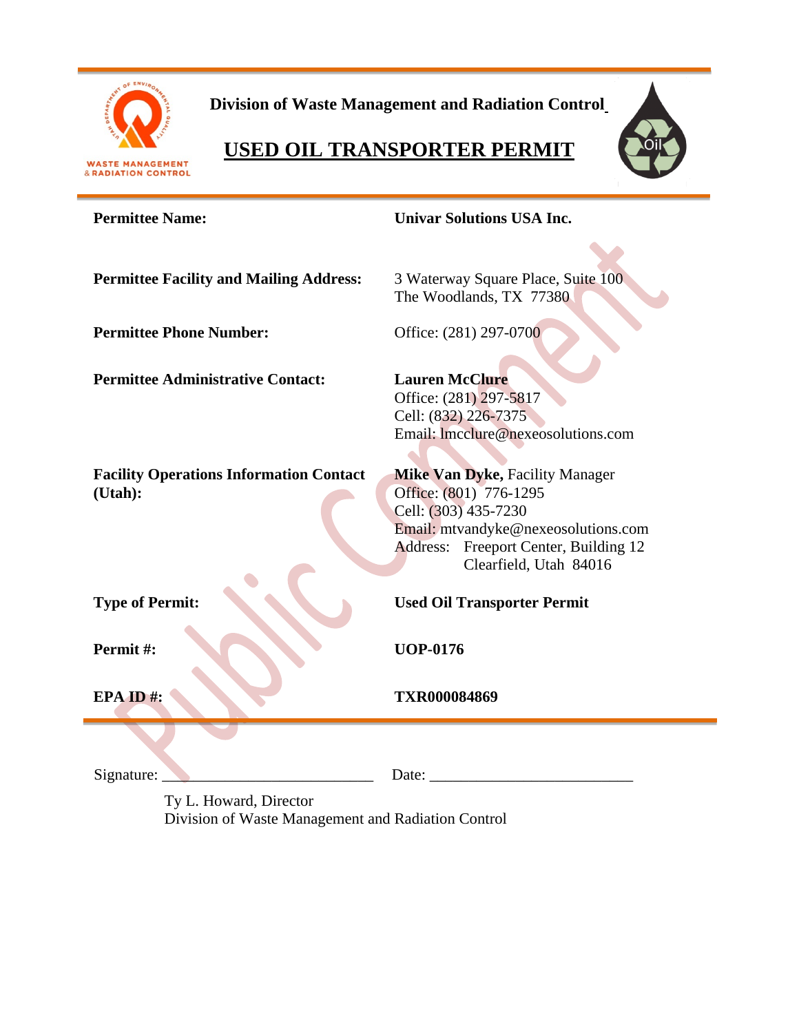**Division of Waste Management and Radiation Control**

# USED OIL TRANSPORTER PERMIT

| | |
|---|---|
| **Permittee Name:** | **Univar Solutions USA Inc.** |
| **Permittee Facility and Mailing Address:** | 3 Waterway Square Place, Suite 100<br>The Woodlands, TX 77380 |
| **Permittee Phone Number:** | Office: (281) 297-0700 |
| **Permittee Administrative Contact:** | **Lauren McClure**<br>Office: (281) 297-5817<br>Cell: (832) 226-7375<br>Email: lmcclure@nexeosolutions.com |
| **Facility Operations Information Contact (Utah):** | **Mike Van Dyke,** Facility Manager<br>Office: (801) 776-1295<br>Cell: (303) 435-7230<br>Email: mtvandyke@nexeosolutions.com<br>Address: Freeport Center, Building 12<br>Clearfield, Utah 84016 |
| **Type of Permit:** | **Used Oil Transporter Permit** |
| **Permit #:** | **UOP-0176** |
| **EPA ID #:** | **TXR000084869** |

Signature: ___________________________ Date: ___________________________

Ty L. Howard, Director
Division of Waste Management and Radiation Control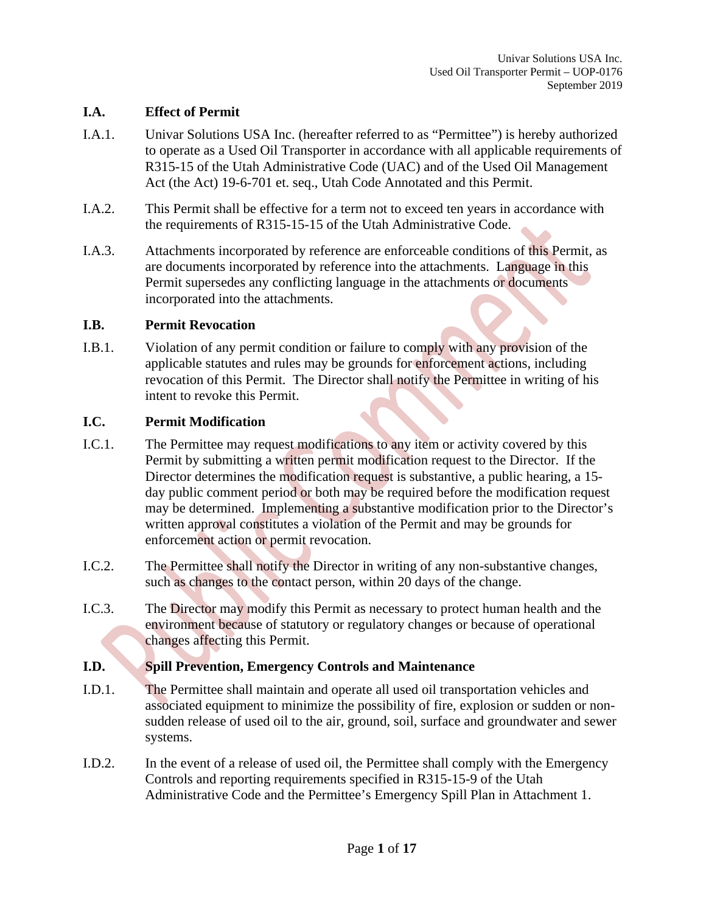### I.A. Effect of Permit

I.A.1. Univar Solutions USA Inc. (hereafter referred to as "Permittee") is hereby authorized to operate as a Used Oil Transporter in accordance with all applicable requirements of R315-15 of the Utah Administrative Code (UAC) and of the Used Oil Management Act (the Act) 19-6-701 et. seq., Utah Code Annotated and this Permit.

I.A.2. This Permit shall be effective for a term not to exceed ten years in accordance with the requirements of R315-15-15 of the Utah Administrative Code.

I.A.3. Attachments incorporated by reference are enforceable conditions of this Permit, as are documents incorporated by reference into the attachments. Language in this Permit supersedes any conflicting language in the attachments or documents incorporated into the attachments.

### I.B. Permit Revocation

I.B.1. Violation of any permit condition or failure to comply with any provision of the applicable statutes and rules may be grounds for enforcement actions, including revocation of this Permit. The Director shall notify the Permittee in writing of his intent to revoke this Permit.

### I.C. Permit Modification

I.C.1. The Permittee may request modifications to any item or activity covered by this Permit by submitting a written permit modification request to the Director. If the Director determines the modification request is substantive, a public hearing, a 15-day public comment period or both may be required before the modification request may be determined. Implementing a substantive modification prior to the Director's written approval constitutes a violation of the Permit and may be grounds for enforcement action or permit revocation.

I.C.2. The Permittee shall notify the Director in writing of any non-substantive changes, such as changes to the contact person, within 20 days of the change.

I.C.3. The Director may modify this Permit as necessary to protect human health and the environment because of statutory or regulatory changes or because of operational changes affecting this Permit.

### I.D. Spill Prevention, Emergency Controls and Maintenance

I.D.1. The Permittee shall maintain and operate all used oil transportation vehicles and associated equipment to minimize the possibility of fire, explosion or sudden or non-sudden release of used oil to the air, ground, soil, surface and groundwater and sewer systems.

I.D.2. In the event of a release of used oil, the Permittee shall comply with the Emergency Controls and reporting requirements specified in R315-15-9 of the Utah Administrative Code and the Permittee's Emergency Spill Plan in Attachment 1.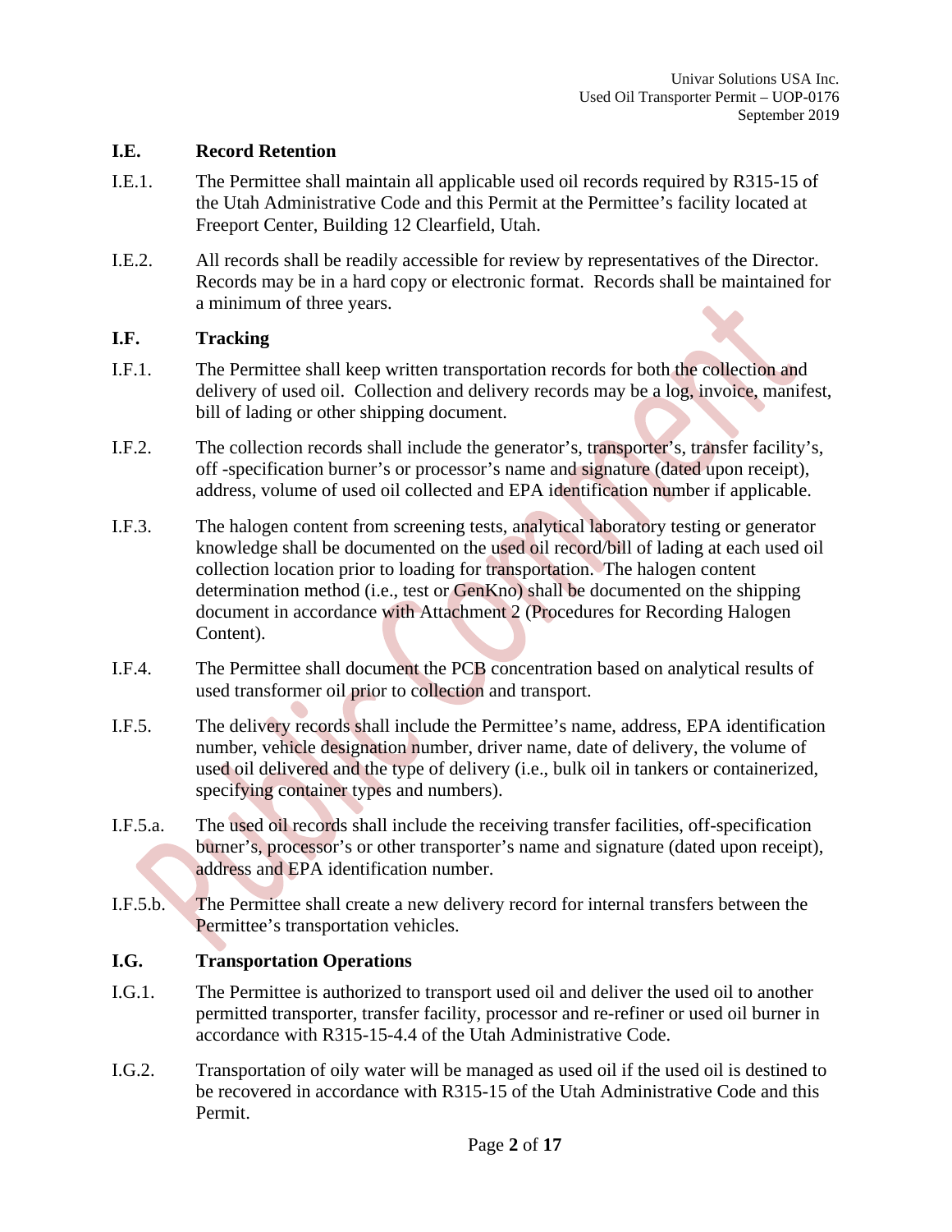### I.E. Record Retention

I.E.1. The Permittee shall maintain all applicable used oil records required by R315-15 of the Utah Administrative Code and this Permit at the Permittee's facility located at Freeport Center, Building 12 Clearfield, Utah.

I.E.2. All records shall be readily accessible for review by representatives of the Director. Records may be in a hard copy or electronic format. Records shall be maintained for a minimum of three years.

### I.F. Tracking

I.F.1. The Permittee shall keep written transportation records for both the collection and delivery of used oil. Collection and delivery records may be a log, invoice, manifest, bill of lading or other shipping document.

I.F.2. The collection records shall include the generator's, transporter's, transfer facility's, off -specification burner's or processor's name and signature (dated upon receipt), address, volume of used oil collected and EPA identification number if applicable.

I.F.3. The halogen content from screening tests, analytical laboratory testing or generator knowledge shall be documented on the used oil record/bill of lading at each used oil collection location prior to loading for transportation. The halogen content determination method (i.e., test or GenKno) shall be documented on the shipping document in accordance with Attachment 2 (Procedures for Recording Halogen Content).

I.F.4. The Permittee shall document the PCB concentration based on analytical results of used transformer oil prior to collection and transport.

I.F.5. The delivery records shall include the Permittee's name, address, EPA identification number, vehicle designation number, driver name, date of delivery, the volume of used oil delivered and the type of delivery (i.e., bulk oil in tankers or containerized, specifying container types and numbers).

I.F.5.a. The used oil records shall include the receiving transfer facilities, off-specification burner's, processor's or other transporter's name and signature (dated upon receipt), address and EPA identification number.

I.F.5.b. The Permittee shall create a new delivery record for internal transfers between the Permittee's transportation vehicles.

### I.G. Transportation Operations

I.G.1. The Permittee is authorized to transport used oil and deliver the used oil to another permitted transporter, transfer facility, processor and re-refiner or used oil burner in accordance with R315-15-4.4 of the Utah Administrative Code.

I.G.2. Transportation of oily water will be managed as used oil if the used oil is destined to be recovered in accordance with R315-15 of the Utah Administrative Code and this Permit.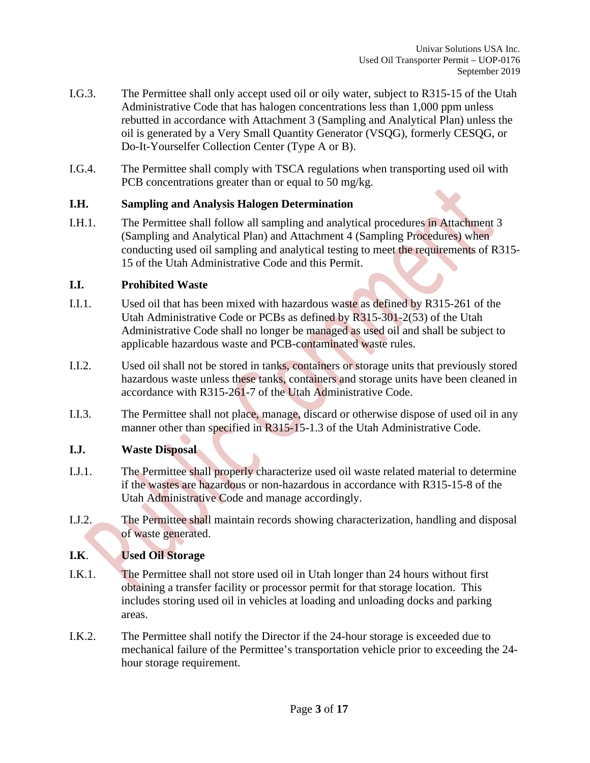I.G.3. The Permittee shall only accept used oil or oily water, subject to R315-15 of the Utah Administrative Code that has halogen concentrations less than 1,000 ppm unless rebutted in accordance with Attachment 3 (Sampling and Analytical Plan) unless the oil is generated by a Very Small Quantity Generator (VSQG), formerly CESQG, or Do-It-Yourselfer Collection Center (Type A or B).

I.G.4. The Permittee shall comply with TSCA regulations when transporting used oil with PCB concentrations greater than or equal to 50 mg/kg.

### I.H. Sampling and Analysis Halogen Determination

I.H.1. The Permittee shall follow all sampling and analytical procedures in Attachment 3 (Sampling and Analytical Plan) and Attachment 4 (Sampling Procedures) when conducting used oil sampling and analytical testing to meet the requirements of R315-15 of the Utah Administrative Code and this Permit.

### I.I. Prohibited Waste

I.I.1. Used oil that has been mixed with hazardous waste as defined by R315-261 of the Utah Administrative Code or PCBs as defined by R315-301-2(53) of the Utah Administrative Code shall no longer be managed as used oil and shall be subject to applicable hazardous waste and PCB-contaminated waste rules.

I.I.2. Used oil shall not be stored in tanks, containers or storage units that previously stored hazardous waste unless these tanks, containers and storage units have been cleaned in accordance with R315-261-7 of the Utah Administrative Code.

I.I.3. The Permittee shall not place, manage, discard or otherwise dispose of used oil in any manner other than specified in R315-15-1.3 of the Utah Administrative Code.

### I.J. Waste Disposal

I.J.1. The Permittee shall properly characterize used oil waste related material to determine if the wastes are hazardous or non-hazardous in accordance with R315-15-8 of the Utah Administrative Code and manage accordingly.

I.J.2. The Permittee shall maintain records showing characterization, handling and disposal of waste generated.

### I.K. Used Oil Storage

I.K.1. The Permittee shall not store used oil in Utah longer than 24 hours without first obtaining a transfer facility or processor permit for that storage location. This includes storing used oil in vehicles at loading and unloading docks and parking areas.

I.K.2. The Permittee shall notify the Director if the 24-hour storage is exceeded due to mechanical failure of the Permittee's transportation vehicle prior to exceeding the 24-hour storage requirement.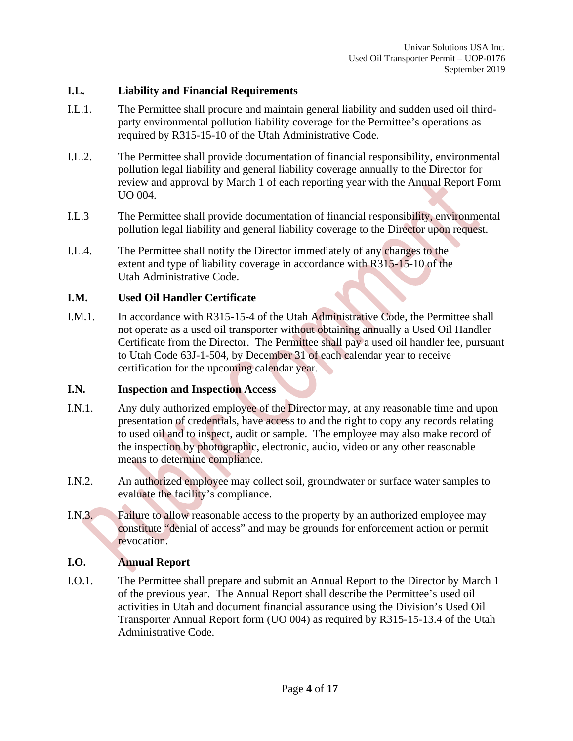## I.L. Liability and Financial Requirements

I.L.1. The Permittee shall procure and maintain general liability and sudden used oil third-party environmental pollution liability coverage for the Permittee's operations as required by R315-15-10 of the Utah Administrative Code.

I.L.2. The Permittee shall provide documentation of financial responsibility, environmental pollution legal liability and general liability coverage annually to the Director for review and approval by March 1 of each reporting year with the Annual Report Form UO 004.

I.L.3 The Permittee shall provide documentation of financial responsibility, environmental pollution legal liability and general liability coverage to the Director upon request.

I.L.4. The Permittee shall notify the Director immediately of any changes to the extent and type of liability coverage in accordance with R315-15-10 of the Utah Administrative Code.

## I.M. Used Oil Handler Certificate

I.M.1. In accordance with R315-15-4 of the Utah Administrative Code, the Permittee shall not operate as a used oil transporter without obtaining annually a Used Oil Handler Certificate from the Director. The Permittee shall pay a used oil handler fee, pursuant to Utah Code 63J-1-504, by December 31 of each calendar year to receive certification for the upcoming calendar year.

## I.N. Inspection and Inspection Access

I.N.1. Any duly authorized employee of the Director may, at any reasonable time and upon presentation of credentials, have access to and the right to copy any records relating to used oil and to inspect, audit or sample. The employee may also make record of the inspection by photographic, electronic, audio, video or any other reasonable means to determine compliance.

I.N.2. An authorized employee may collect soil, groundwater or surface water samples to evaluate the facility's compliance.

I.N.3. Failure to allow reasonable access to the property by an authorized employee may constitute "denial of access" and may be grounds for enforcement action or permit revocation.

## I.O. Annual Report

I.O.1. The Permittee shall prepare and submit an Annual Report to the Director by March 1 of the previous year. The Annual Report shall describe the Permittee's used oil activities in Utah and document financial assurance using the Division's Used Oil Transporter Annual Report form (UO 004) as required by R315-15-13.4 of the Utah Administrative Code.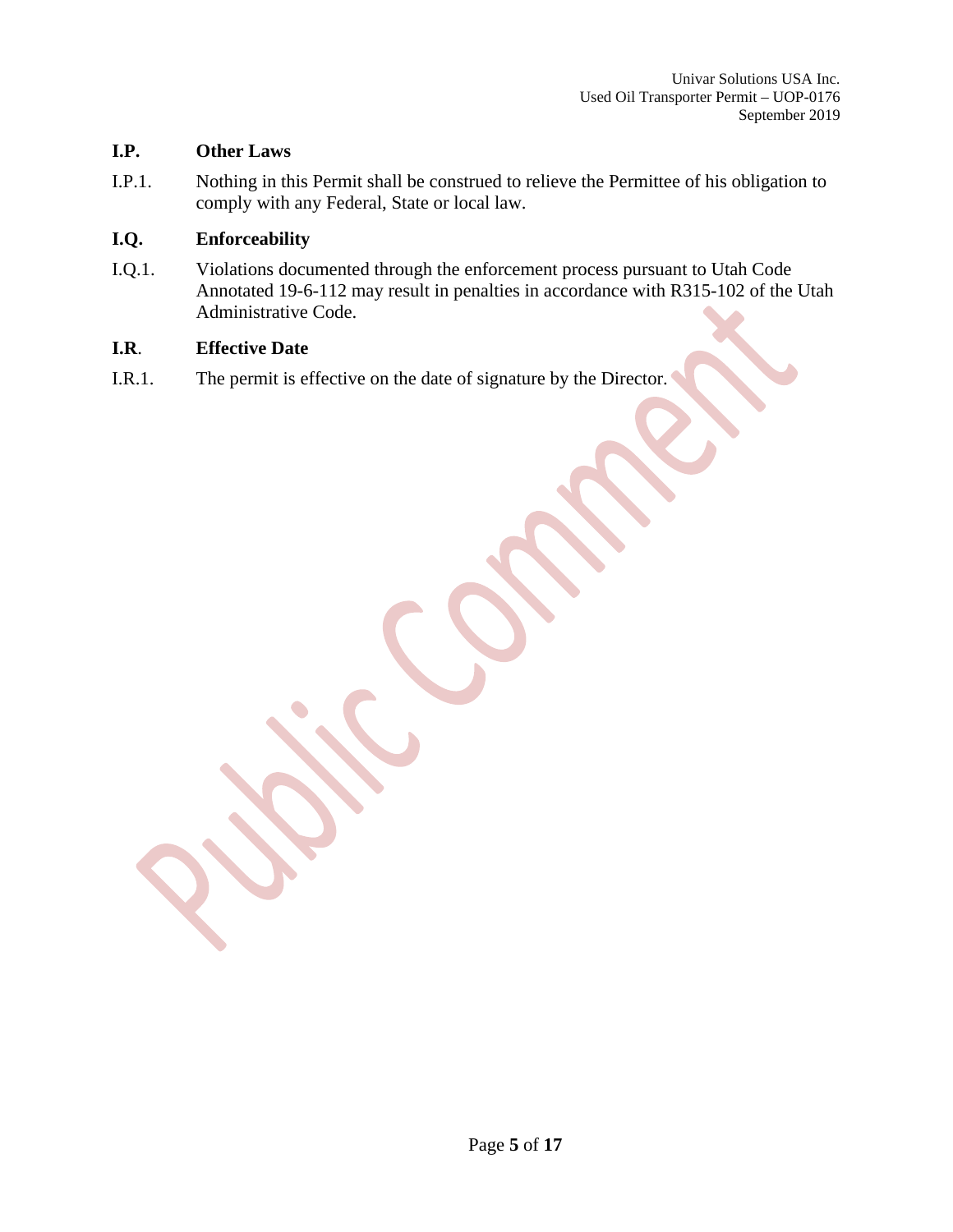### I.P. Other Laws

I.P.1. Nothing in this Permit shall be construed to relieve the Permittee of his obligation to comply with any Federal, State or local law.

### I.Q. Enforceability

I.Q.1. Violations documented through the enforcement process pursuant to Utah Code Annotated 19-6-112 may result in penalties in accordance with R315-102 of the Utah Administrative Code.

### I.R. Effective Date

I.R.1. The permit is effective on the date of signature by the Director.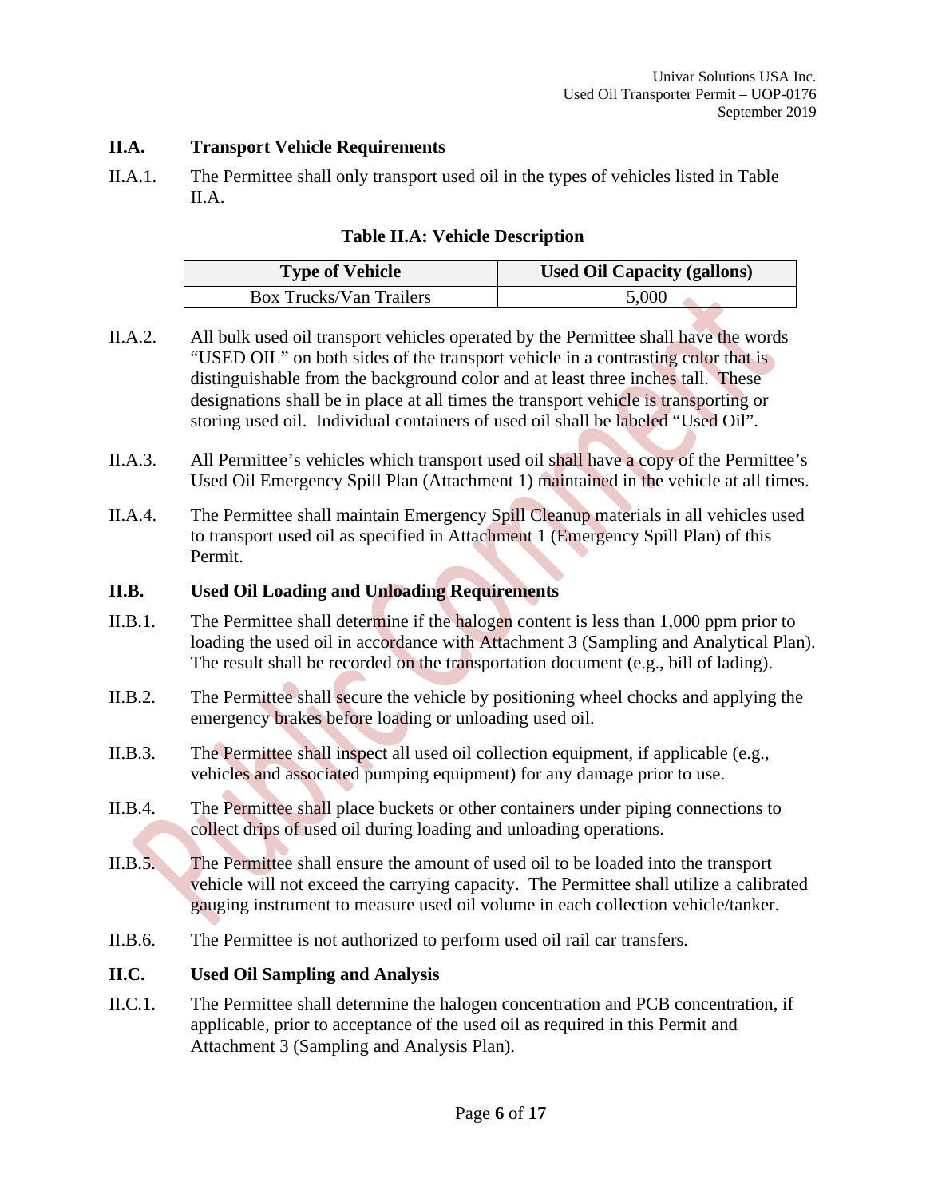## II.A. Transport Vehicle Requirements

II.A.1. The Permittee shall only transport used oil in the types of vehicles listed in Table II.A.

**Table II.A: Vehicle Description**

| Type of Vehicle | Used Oil Capacity (gallons) |
|---|---|
| Box Trucks/Van Trailers | 5,000 |

II.A.2. All bulk used oil transport vehicles operated by the Permittee shall have the words "USED OIL" on both sides of the transport vehicle in a contrasting color that is distinguishable from the background color and at least three inches tall. These designations shall be in place at all times the transport vehicle is transporting or storing used oil. Individual containers of used oil shall be labeled "Used Oil".

II.A.3. All Permittee's vehicles which transport used oil shall have a copy of the Permittee's Used Oil Emergency Spill Plan (Attachment 1) maintained in the vehicle at all times.

II.A.4. The Permittee shall maintain Emergency Spill Cleanup materials in all vehicles used to transport used oil as specified in Attachment 1 (Emergency Spill Plan) of this Permit.

## II.B. Used Oil Loading and Unloading Requirements

II.B.1. The Permittee shall determine if the halogen content is less than 1,000 ppm prior to loading the used oil in accordance with Attachment 3 (Sampling and Analytical Plan). The result shall be recorded on the transportation document (e.g., bill of lading).

II.B.2. The Permittee shall secure the vehicle by positioning wheel chocks and applying the emergency brakes before loading or unloading used oil.

II.B.3. The Permittee shall inspect all used oil collection equipment, if applicable (e.g., vehicles and associated pumping equipment) for any damage prior to use.

II.B.4. The Permittee shall place buckets or other containers under piping connections to collect drips of used oil during loading and unloading operations.

II.B.5. The Permittee shall ensure the amount of used oil to be loaded into the transport vehicle will not exceed the carrying capacity. The Permittee shall utilize a calibrated gauging instrument to measure used oil volume in each collection vehicle/tanker.

II.B.6. The Permittee is not authorized to perform used oil rail car transfers.

## II.C. Used Oil Sampling and Analysis

II.C.1. The Permittee shall determine the halogen concentration and PCB concentration, if applicable, prior to acceptance of the used oil as required in this Permit and Attachment 3 (Sampling and Analysis Plan).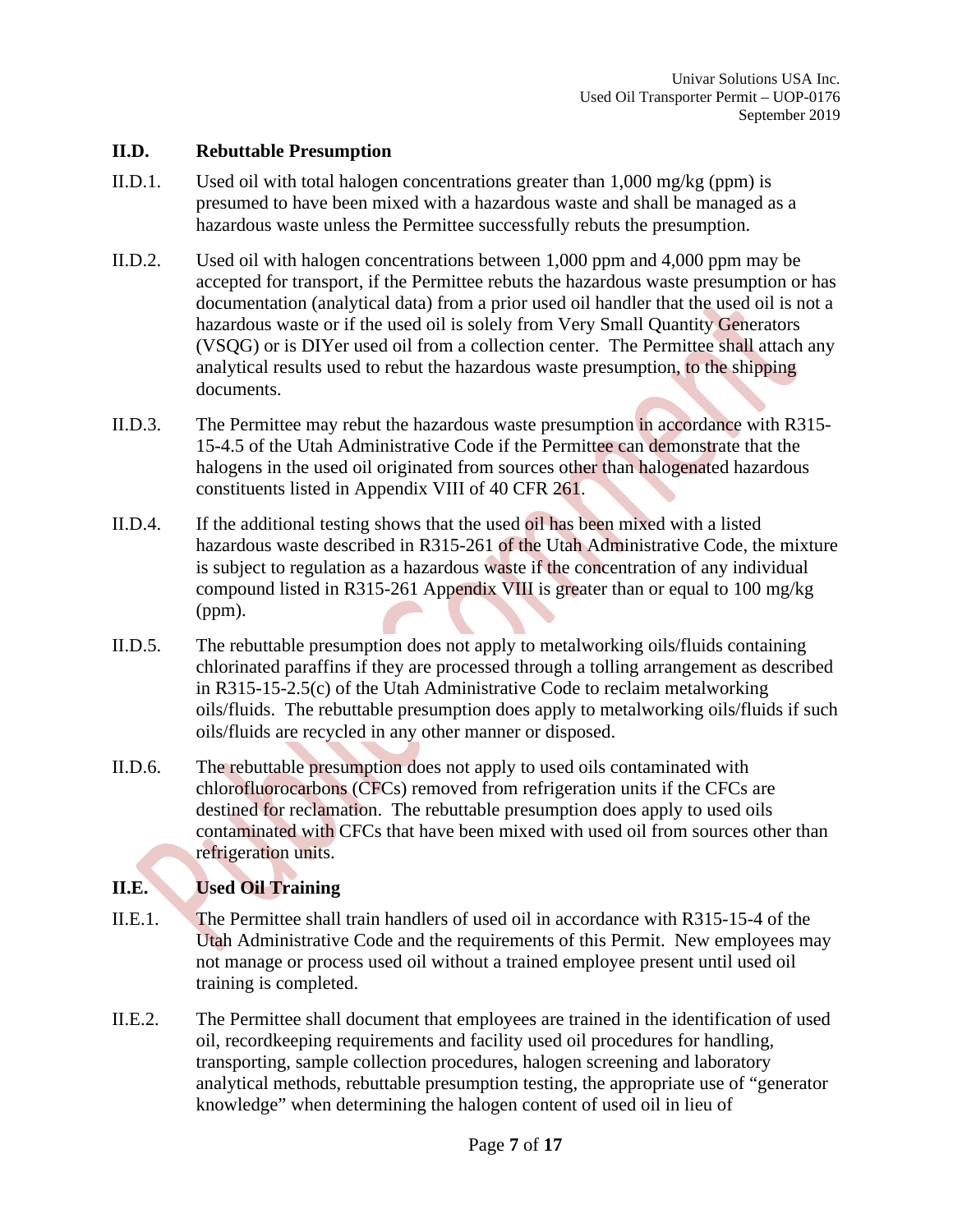### II.D. Rebuttable Presumption

II.D.1. Used oil with total halogen concentrations greater than 1,000 mg/kg (ppm) is presumed to have been mixed with a hazardous waste and shall be managed as a hazardous waste unless the Permittee successfully rebuts the presumption.

II.D.2. Used oil with halogen concentrations between 1,000 ppm and 4,000 ppm may be accepted for transport, if the Permittee rebuts the hazardous waste presumption or has documentation (analytical data) from a prior used oil handler that the used oil is not a hazardous waste or if the used oil is solely from Very Small Quantity Generators (VSQG) or is DIYer used oil from a collection center. The Permittee shall attach any analytical results used to rebut the hazardous waste presumption, to the shipping documents.

II.D.3. The Permittee may rebut the hazardous waste presumption in accordance with R315-15-4.5 of the Utah Administrative Code if the Permittee can demonstrate that the halogens in the used oil originated from sources other than halogenated hazardous constituents listed in Appendix VIII of 40 CFR 261.

II.D.4. If the additional testing shows that the used oil has been mixed with a listed hazardous waste described in R315-261 of the Utah Administrative Code, the mixture is subject to regulation as a hazardous waste if the concentration of any individual compound listed in R315-261 Appendix VIII is greater than or equal to 100 mg/kg (ppm).

II.D.5. The rebuttable presumption does not apply to metalworking oils/fluids containing chlorinated paraffins if they are processed through a tolling arrangement as described in R315-15-2.5(c) of the Utah Administrative Code to reclaim metalworking oils/fluids. The rebuttable presumption does apply to metalworking oils/fluids if such oils/fluids are recycled in any other manner or disposed.

II.D.6. The rebuttable presumption does not apply to used oils contaminated with chlorofluorocarbons (CFCs) removed from refrigeration units if the CFCs are destined for reclamation. The rebuttable presumption does apply to used oils contaminated with CFCs that have been mixed with used oil from sources other than refrigeration units.

### II.E. Used Oil Training

II.E.1. The Permittee shall train handlers of used oil in accordance with R315-15-4 of the Utah Administrative Code and the requirements of this Permit. New employees may not manage or process used oil without a trained employee present until used oil training is completed.

II.E.2. The Permittee shall document that employees are trained in the identification of used oil, recordkeeping requirements and facility used oil procedures for handling, transporting, sample collection procedures, halogen screening and laboratory analytical methods, rebuttable presumption testing, the appropriate use of "generator knowledge" when determining the halogen content of used oil in lieu of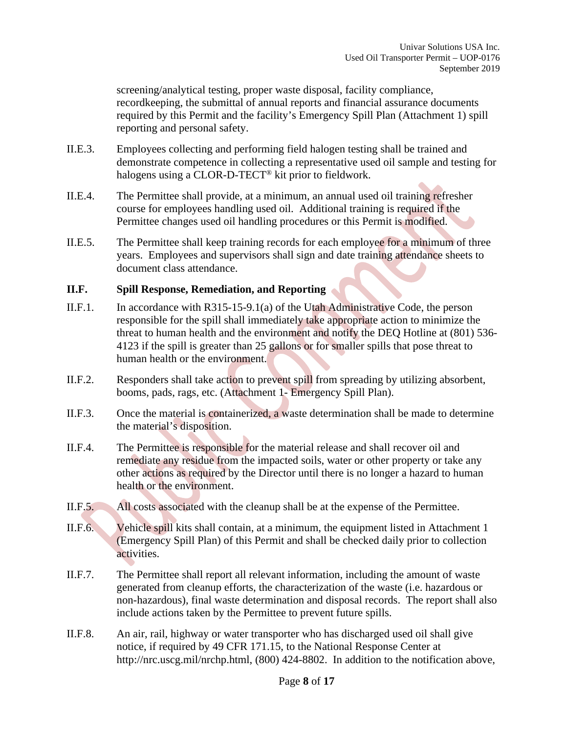screening/analytical testing, proper waste disposal, facility compliance, recordkeeping, the submittal of annual reports and financial assurance documents required by this Permit and the facility's Emergency Spill Plan (Attachment 1) spill reporting and personal safety.

II.E.3. Employees collecting and performing field halogen testing shall be trained and demonstrate competence in collecting a representative used oil sample and testing for halogens using a CLOR-D-TECT® kit prior to fieldwork.

II.E.4. The Permittee shall provide, at a minimum, an annual used oil training refresher course for employees handling used oil. Additional training is required if the Permittee changes used oil handling procedures or this Permit is modified.

II.E.5. The Permittee shall keep training records for each employee for a minimum of three years. Employees and supervisors shall sign and date training attendance sheets to document class attendance.

## II.F. Spill Response, Remediation, and Reporting

II.F.1. In accordance with R315-15-9.1(a) of the Utah Administrative Code, the person responsible for the spill shall immediately take appropriate action to minimize the threat to human health and the environment and notify the DEQ Hotline at (801) 536-4123 if the spill is greater than 25 gallons or for smaller spills that pose threat to human health or the environment.

II.F.2. Responders shall take action to prevent spill from spreading by utilizing absorbent, booms, pads, rags, etc. (Attachment 1- Emergency Spill Plan).

II.F.3. Once the material is containerized, a waste determination shall be made to determine the material's disposition.

II.F.4. The Permittee is responsible for the material release and shall recover oil and remediate any residue from the impacted soils, water or other property or take any other actions as required by the Director until there is no longer a hazard to human health or the environment.

II.F.5. All costs associated with the cleanup shall be at the expense of the Permittee.

II.F.6. Vehicle spill kits shall contain, at a minimum, the equipment listed in Attachment 1 (Emergency Spill Plan) of this Permit and shall be checked daily prior to collection activities.

II.F.7. The Permittee shall report all relevant information, including the amount of waste generated from cleanup efforts, the characterization of the waste (i.e. hazardous or non-hazardous), final waste determination and disposal records. The report shall also include actions taken by the Permittee to prevent future spills.

II.F.8. An air, rail, highway or water transporter who has discharged used oil shall give notice, if required by 49 CFR 171.15, to the National Response Center at http://nrc.uscg.mil/nrchp.html, (800) 424-8802. In addition to the notification above,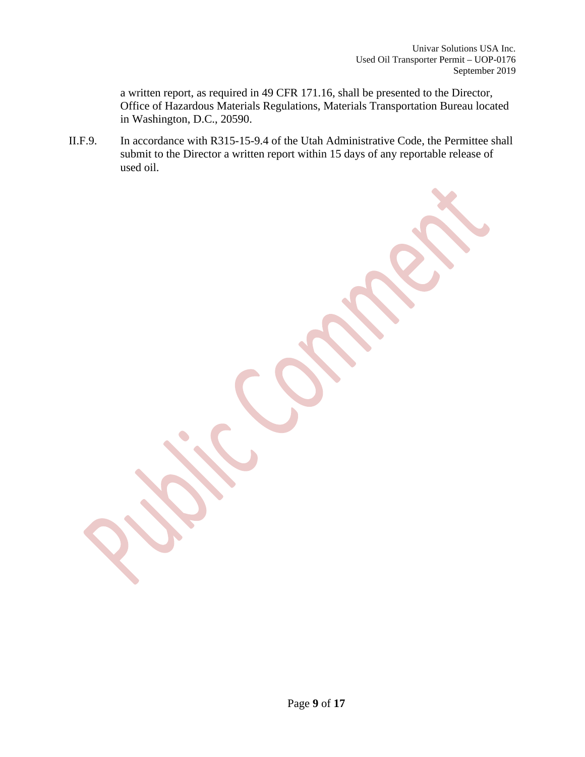a written report, as required in 49 CFR 171.16, shall be presented to the Director, Office of Hazardous Materials Regulations, Materials Transportation Bureau located in Washington, D.C., 20590.

II.F.9. In accordance with R315-15-9.4 of the Utah Administrative Code, the Permittee shall submit to the Director a written report within 15 days of any reportable release of used oil.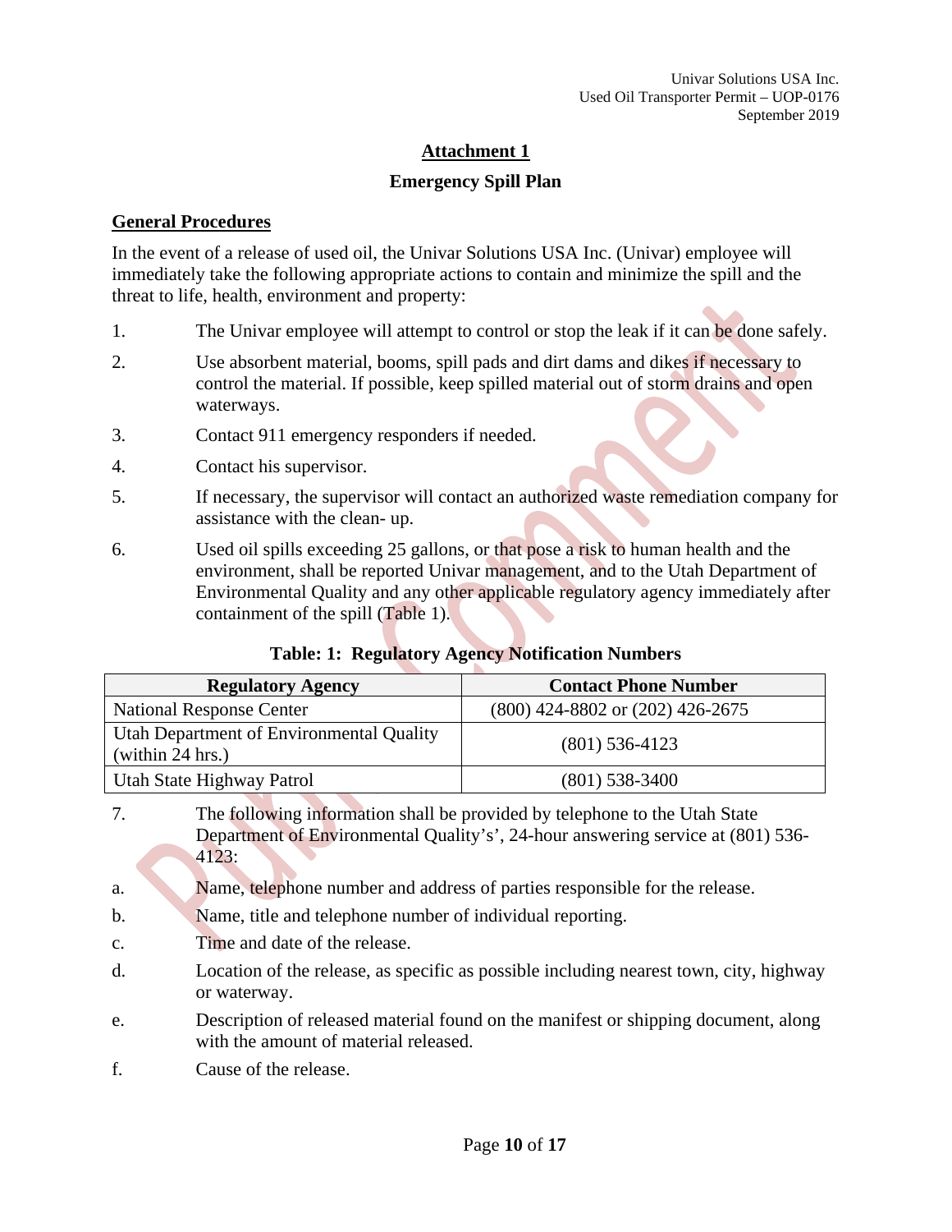## Attachment 1

### Emergency Spill Plan

**General Procedures**

In the event of a release of used oil, the Univar Solutions USA Inc. (Univar) employee will immediately take the following appropriate actions to contain and minimize the spill and the threat to life, health, environment and property:

1. The Univar employee will attempt to control or stop the leak if it can be done safely.
2. Use absorbent material, booms, spill pads and dirt dams and dikes if necessary to control the material. If possible, keep spilled material out of storm drains and open waterways.
3. Contact 911 emergency responders if needed.
4. Contact his supervisor.
5. If necessary, the supervisor will contact an authorized waste remediation company for assistance with the clean- up.
6. Used oil spills exceeding 25 gallons, or that pose a risk to human health and the environment, shall be reported Univar management, and to the Utah Department of Environmental Quality and any other applicable regulatory agency immediately after containment of the spill (Table 1).

**Table: 1: Regulatory Agency Notification Numbers**

| Regulatory Agency | Contact Phone Number |
|---|---|
| National Response Center | (800) 424-8802 or (202) 426-2675 |
| Utah Department of Environmental Quality (within 24 hrs.) | (801) 536-4123 |
| Utah State Highway Patrol | (801) 538-3400 |

7. The following information shall be provided by telephone to the Utah State Department of Environmental Quality's', 24-hour answering service at (801) 536-4123:

a. Name, telephone number and address of parties responsible for the release.

b. Name, title and telephone number of individual reporting.

c. Time and date of the release.

d. Location of the release, as specific as possible including nearest town, city, highway or waterway.

e. Description of released material found on the manifest or shipping document, along with the amount of material released.

f. Cause of the release.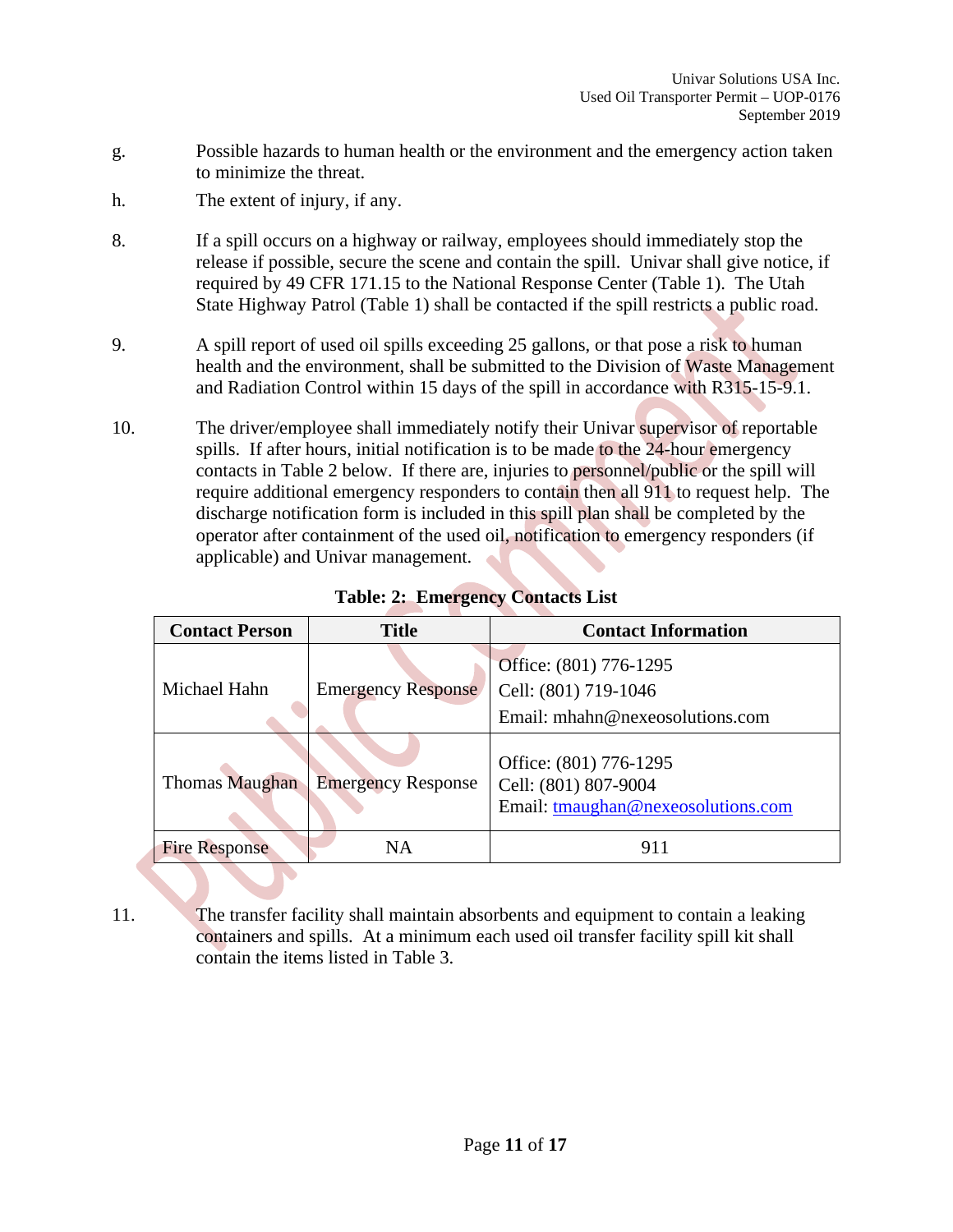g. Possible hazards to human health or the environment and the emergency action taken to minimize the threat.

h. The extent of injury, if any.

8. If a spill occurs on a highway or railway, employees should immediately stop the release if possible, secure the scene and contain the spill. Univar shall give notice, if required by 49 CFR 171.15 to the National Response Center (Table 1). The Utah State Highway Patrol (Table 1) shall be contacted if the spill restricts a public road.

9. A spill report of used oil spills exceeding 25 gallons, or that pose a risk to human health and the environment, shall be submitted to the Division of Waste Management and Radiation Control within 15 days of the spill in accordance with R315-15-9.1.

10. The driver/employee shall immediately notify their Univar supervisor of reportable spills. If after hours, initial notification is to be made to the 24-hour emergency contacts in Table 2 below. If there are, injuries to personnel/public or the spill will require additional emergency responders to contain then all 911 to request help. The discharge notification form is included in this spill plan shall be completed by the operator after containment of the used oil, notification to emergency responders (if applicable) and Univar management.

**Table: 2: Emergency Contacts List**

| Contact Person | Title | Contact Information |
|---|---|---|
| Michael Hahn | Emergency Response | Office: (801) 776-1295<br>Cell: (801) 719-1046<br>Email: mhahn@nexeosolutions.com |
| Thomas Maughan | Emergency Response | Office: (801) 776-1295<br>Cell: (801) 807-9004<br>Email: tmaughan@nexeosolutions.com |
| Fire Response | NA | 911 |

11. The transfer facility shall maintain absorbents and equipment to contain a leaking containers and spills. At a minimum each used oil transfer facility spill kit shall contain the items listed in Table 3.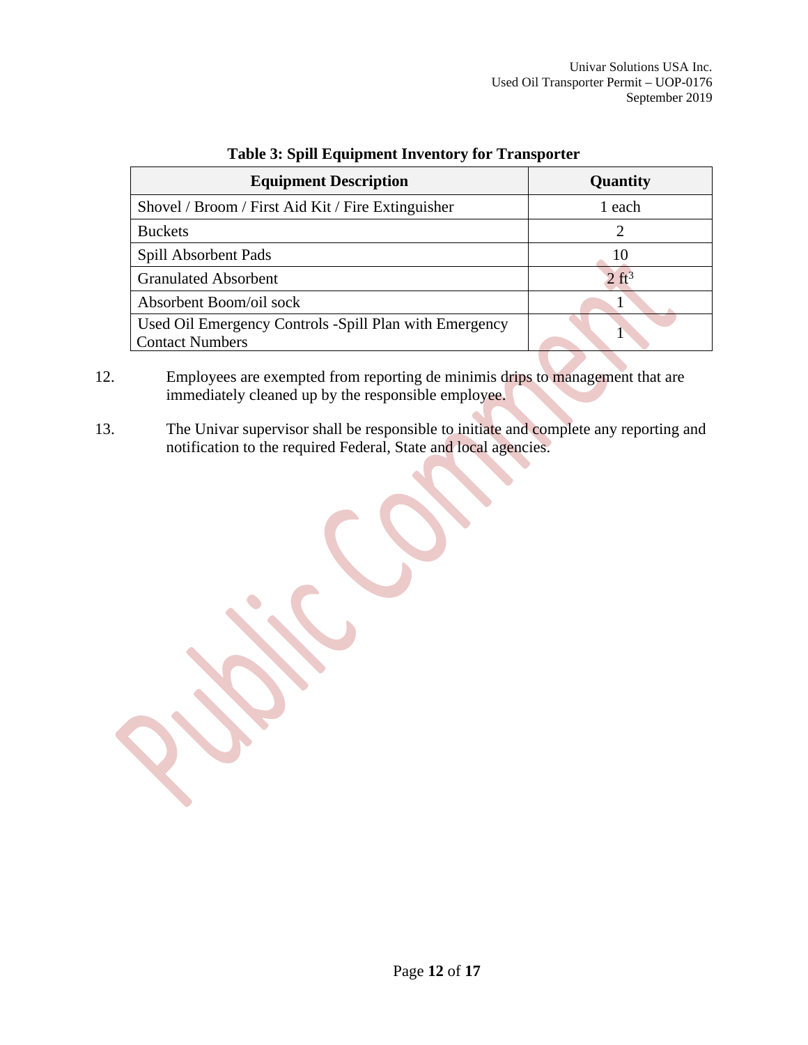**Table 3: Spill Equipment Inventory for Transporter**

| Equipment Description | Quantity |
| --- | --- |
| Shovel / Broom / First Aid Kit / Fire Extinguisher | 1 each |
| Buckets | 2 |
| Spill Absorbent Pads | 10 |
| Granulated Absorbent | 2 $ft^3$ |
| Absorbent Boom/oil sock | 1 |
| Used Oil Emergency Controls -Spill Plan with Emergency Contact Numbers | 1 |

12. Employees are exempted from reporting de minimis drips to management that are immediately cleaned up by the responsible employee.

13. The Univar supervisor shall be responsible to initiate and complete any reporting and notification to the required Federal, State and local agencies.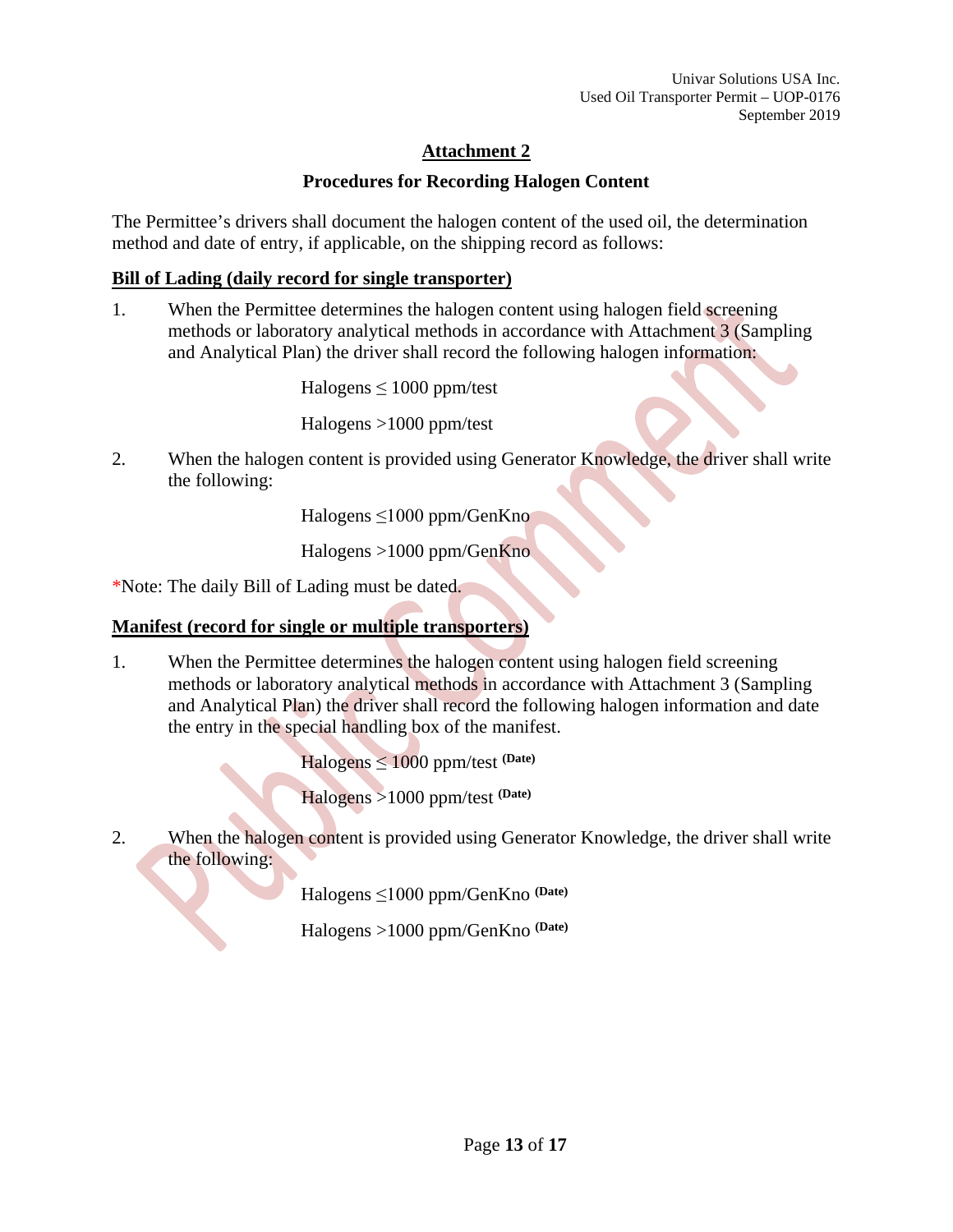# Attachment 2

## Procedures for Recording Halogen Content

The Permittee's drivers shall document the halogen content of the used oil, the determination method and date of entry, if applicable, on the shipping record as follows:

**Bill of Lading (daily record for single transporter)**

1. When the Permittee determines the halogen content using halogen field screening methods or laboratory analytical methods in accordance with Attachment 3 (Sampling and Analytical Plan) the driver shall record the following halogen information:

   Halogens ≤ 1000 ppm/test

   Halogens >1000 ppm/test

2. When the halogen content is provided using Generator Knowledge, the driver shall write the following:

   Halogens ≤1000 ppm/GenKno

   Halogens >1000 ppm/GenKno

*Note: The daily Bill of Lading must be dated.

**Manifest (record for single or multiple transporters)**

1. When the Permittee determines the halogen content using halogen field screening methods or laboratory analytical methods in accordance with Attachment 3 (Sampling and Analytical Plan) the driver shall record the following halogen information and date the entry in the special handling box of the manifest.

   Halogens ≤ 1000 ppm/test **(Date)**

   Halogens >1000 ppm/test **(Date)**

2. When the halogen content is provided using Generator Knowledge, the driver shall write the following:

   Halogens ≤1000 ppm/GenKno **(Date)**

   Halogens >1000 ppm/GenKno **(Date)**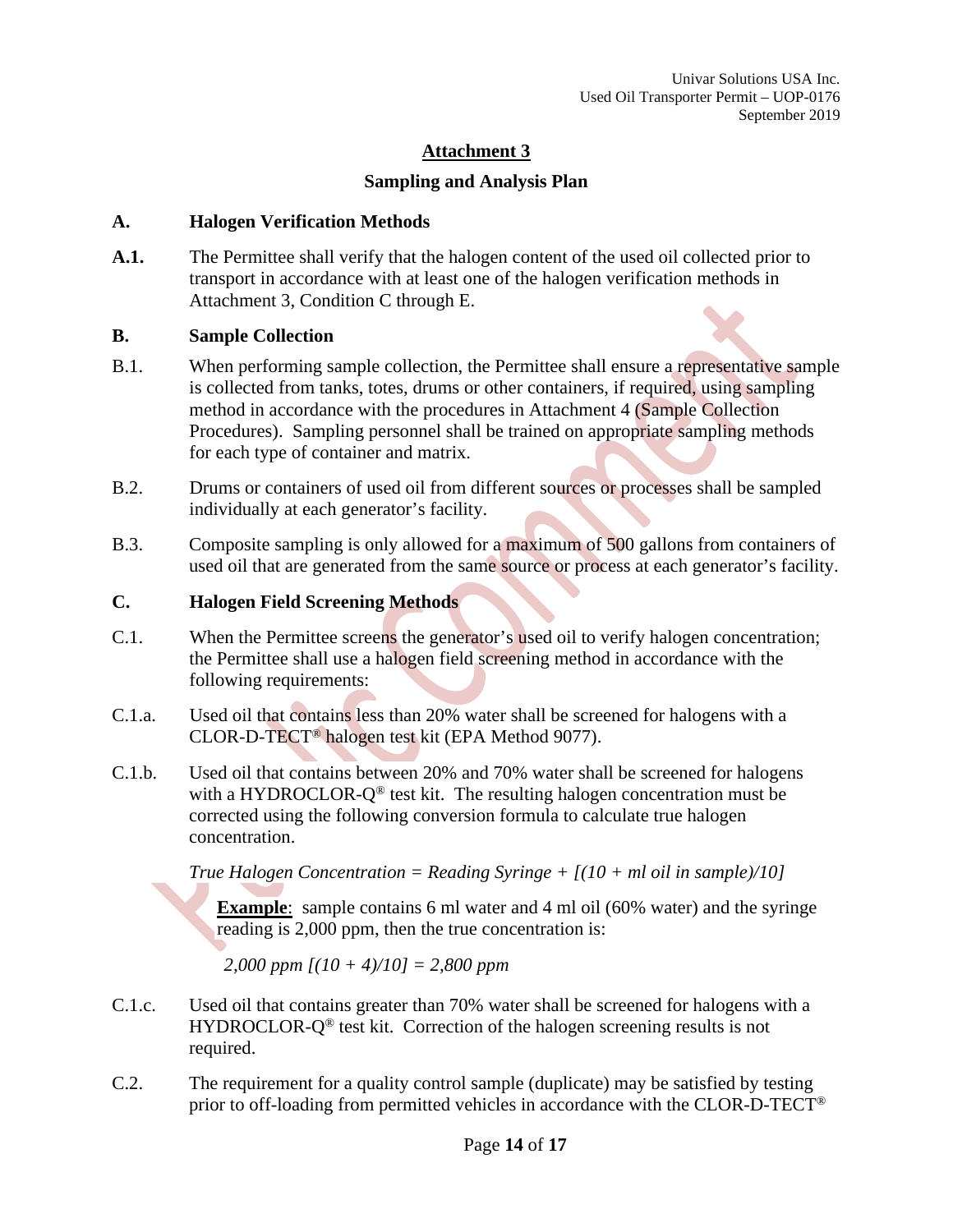## Attachment 3

### Sampling and Analysis Plan

**A. Halogen Verification Methods**

**A.1.** The Permittee shall verify that the halogen content of the used oil collected prior to transport in accordance with at least one of the halogen verification methods in Attachment 3, Condition C through E.

**B. Sample Collection**

B.1. When performing sample collection, the Permittee shall ensure a representative sample is collected from tanks, totes, drums or other containers, if required, using sampling method in accordance with the procedures in Attachment 4 (Sample Collection Procedures). Sampling personnel shall be trained on appropriate sampling methods for each type of container and matrix.

B.2. Drums or containers of used oil from different sources or processes shall be sampled individually at each generator's facility.

B.3. Composite sampling is only allowed for a maximum of 500 gallons from containers of used oil that are generated from the same source or process at each generator's facility.

**C. Halogen Field Screening Methods**

C.1. When the Permittee screens the generator's used oil to verify halogen concentration; the Permittee shall use a halogen field screening method in accordance with the following requirements:

C.1.a. Used oil that contains less than 20% water shall be screened for halogens with a CLOR-D-TECT® halogen test kit (EPA Method 9077).

C.1.b. Used oil that contains between 20% and 70% water shall be screened for halogens with a HYDROCLOR-Q® test kit. The resulting halogen concentration must be corrected using the following conversion formula to calculate true halogen concentration.

*True Halogen Concentration = Reading Syringe + [(10 + ml oil in sample)/10]*

**Example**: sample contains 6 ml water and 4 ml oil (60% water) and the syringe reading is 2,000 ppm, then the true concentration is:

*2,000 ppm [(10 + 4)/10] = 2,800 ppm*

C.1.c. Used oil that contains greater than 70% water shall be screened for halogens with a HYDROCLOR-Q® test kit. Correction of the halogen screening results is not required.

C.2. The requirement for a quality control sample (duplicate) may be satisfied by testing prior to off-loading from permitted vehicles in accordance with the CLOR-D-TECT®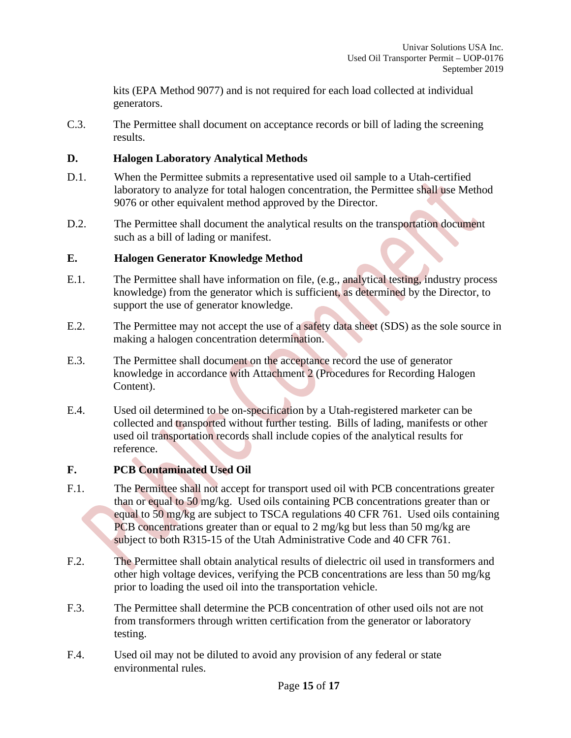kits (EPA Method 9077) and is not required for each load collected at individual generators.

C.3. The Permittee shall document on acceptance records or bill of lading the screening results.

**D. Halogen Laboratory Analytical Methods**

D.1. When the Permittee submits a representative used oil sample to a Utah-certified laboratory to analyze for total halogen concentration, the Permittee shall use Method 9076 or other equivalent method approved by the Director.

D.2. The Permittee shall document the analytical results on the transportation document such as a bill of lading or manifest.

**E. Halogen Generator Knowledge Method**

E.1. The Permittee shall have information on file, (e.g., analytical testing, industry process knowledge) from the generator which is sufficient, as determined by the Director, to support the use of generator knowledge.

E.2. The Permittee may not accept the use of a safety data sheet (SDS) as the sole source in making a halogen concentration determination.

E.3. The Permittee shall document on the acceptance record the use of generator knowledge in accordance with Attachment 2 (Procedures for Recording Halogen Content).

E.4. Used oil determined to be on-specification by a Utah-registered marketer can be collected and transported without further testing. Bills of lading, manifests or other used oil transportation records shall include copies of the analytical results for reference.

**F. PCB Contaminated Used Oil**

F.1. The Permittee shall not accept for transport used oil with PCB concentrations greater than or equal to 50 mg/kg. Used oils containing PCB concentrations greater than or equal to 50 mg/kg are subject to TSCA regulations 40 CFR 761. Used oils containing PCB concentrations greater than or equal to 2 mg/kg but less than 50 mg/kg are subject to both R315-15 of the Utah Administrative Code and 40 CFR 761.

F.2. The Permittee shall obtain analytical results of dielectric oil used in transformers and other high voltage devices, verifying the PCB concentrations are less than 50 mg/kg prior to loading the used oil into the transportation vehicle.

F.3. The Permittee shall determine the PCB concentration of other used oils not are not from transformers through written certification from the generator or laboratory testing.

F.4. Used oil may not be diluted to avoid any provision of any federal or state environmental rules.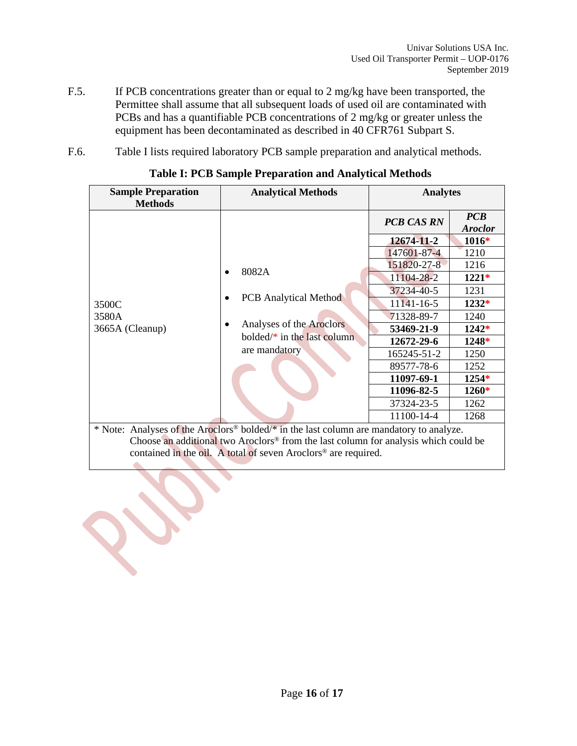F.5. If PCB concentrations greater than or equal to 2 mg/kg have been transported, the Permittee shall assume that all subsequent loads of used oil are contaminated with PCBs and has a quantifiable PCB concentrations of 2 mg/kg or greater unless the equipment has been decontaminated as described in 40 CFR761 Subpart S.

F.6. Table I lists required laboratory PCB sample preparation and analytical methods.

**Table I: PCB Sample Preparation and Analytical Methods**

| Sample Preparation Methods | Analytical Methods | Analytes | |
|---|---|---|---|
| | | ***PCB CAS RN*** | ***PCB Aroclor*** |
| 3500C<br>3580A<br>3665A (Cleanup) | • 8082A<br>• PCB Analytical Method<br>• Analyses of the Aroclors bolded/* in the last column are mandatory | **12674-11-2** | **1016*** |
| | | 147601-87-4 | 1210 |
| | | 151820-27-8 | 1216 |
| | | 11104-28-2 | **1221*** |
| | | 37234-40-5 | 1231 |
| | | 11141-16-5 | **1232*** |
| | | 71328-89-7 | 1240 |
| | | **53469-21-9** | **1242*** |
| | | **12672-29-6** | **1248*** |
| | | 165245-51-2 | 1250 |
| | | 89577-78-6 | 1252 |
| | | **11097-69-1** | **1254*** |
| | | **11096-82-5** | **1260*** |
| | | 37324-23-5 | 1262 |
| | | 11100-14-4 | 1268 |

\* Note: Analyses of the Aroclors® bolded/* in the last column are mandatory to analyze. Choose an additional two Aroclors® from the last column for analysis which could be contained in the oil. A total of seven Aroclors® are required.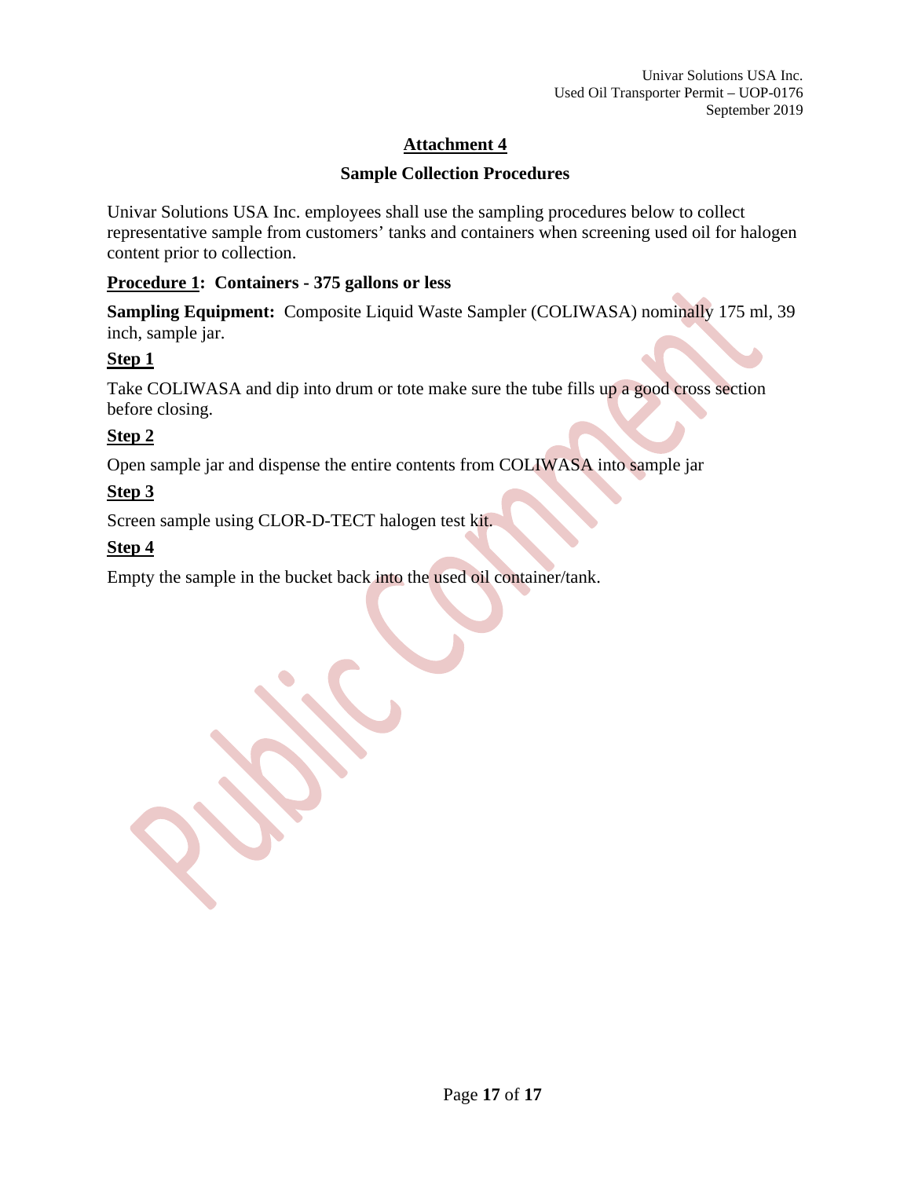## Attachment 4

### Sample Collection Procedures

Univar Solutions USA Inc. employees shall use the sampling procedures below to collect representative sample from customers' tanks and containers when screening used oil for halogen content prior to collection.

**Procedure 1: Containers - 375 gallons or less**

**Sampling Equipment:** Composite Liquid Waste Sampler (COLIWASA) nominally 175 ml, 39 inch, sample jar.

**Step 1**

Take COLIWASA and dip into drum or tote make sure the tube fills up a good cross section before closing.

**Step 2**

Open sample jar and dispense the entire contents from COLIWASA into sample jar

**Step 3**

Screen sample using CLOR-D-TECT halogen test kit.

**Step 4**

Empty the sample in the bucket back into the used oil container/tank.